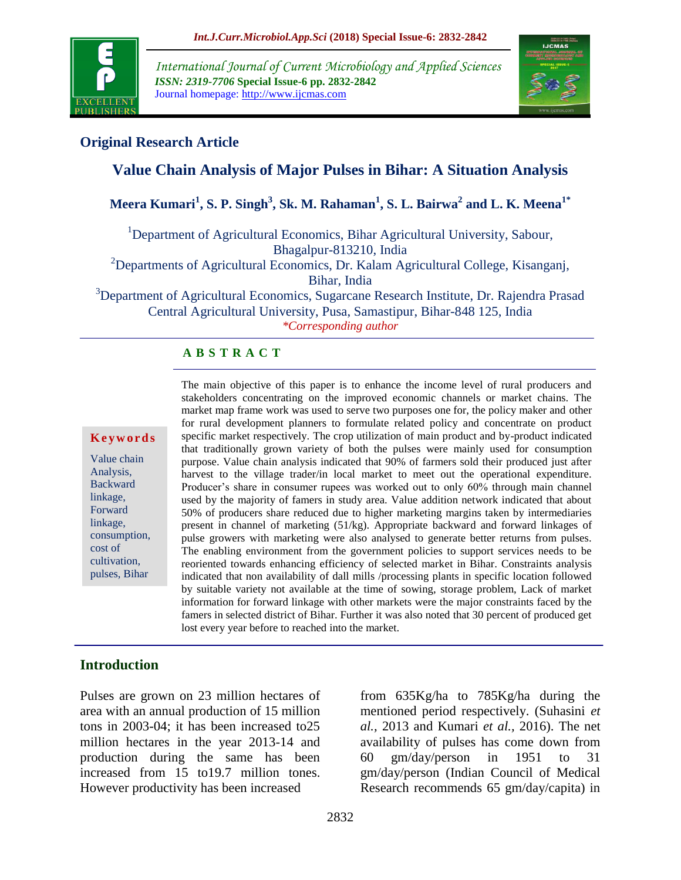## Original Research Article

# Value Chain Analysis of Major Pulses in Bihar: A Situation Analysis

**Meera Kumari[1], S. P. Singh[3], Sk. M. Rahaman[1], S. L. Bairwa[2] and L. K. Meena[1*]**

[1]Department of Agricultural Economics, Bihar Agricultural University, Sabour, Bhagalpur-813210, India

[2]Departments of Agricultural Economics, Dr. Kalam Agricultural College, Kisanganj, Bihar, India

[3]Department of Agricultural Economics, Sugarcane Research Institute, Dr. Rajendra Prasad Central Agricultural University, Pusa, Samastipur, Bihar-848 125, India

*Corresponding author

**Keywords**

Value chain Analysis, Backward linkage, Forward linkage, consumption, cost of cultivation, pulses, Bihar

## ABSTRACT

The main objective of this paper is to enhance the income level of rural producers and stakeholders concentrating on the improved economic channels or market chains. The market map frame work was used to serve two purposes one for, the policy maker and other for rural development planners to formulate related policy and concentrate on product specific market respectively. The crop utilization of main product and by-product indicated that traditionally grown variety of both the pulses were mainly used for consumption purpose. Value chain analysis indicated that 90% of farmers sold their produced just after harvest to the village trader/in local market to meet out the operational expenditure. Producer's share in consumer rupees was worked out to only 60% through main channel used by the majority of famers in study area. Value addition network indicated that about 50% of producers share reduced due to higher marketing margins taken by intermediaries present in channel of marketing (51/kg). Appropriate backward and forward linkages of pulse growers with marketing were also analysed to generate better returns from pulses. The enabling environment from the government policies to support services needs to be reoriented towards enhancing efficiency of selected market in Bihar. Constraints analysis indicated that non availability of dall mills /processing plants in specific location followed by suitable variety not available at the time of sowing, storage problem, Lack of market information for forward linkage with other markets were the major constraints faced by the famers in selected district of Bihar. Further it was also noted that 30 percent of produced get lost every year before to reached into the market.

## Introduction

Pulses are grown on 23 million hectares of area with an annual production of 15 million tons in 2003-04; it has been increased to25 million hectares in the year 2013-14 and production during the same has been increased from 15 to19.7 million tones. However productivity has been increased from 635Kg/ha to 785Kg/ha during the mentioned period respectively. (Suhasini *et al.,* 2013 and Kumari *et al.,* 2016). The net availability of pulses has come down from 60 gm/day/person in 1951 to 31 gm/day/person (Indian Council of Medical Research recommends 65 gm/day/capita) in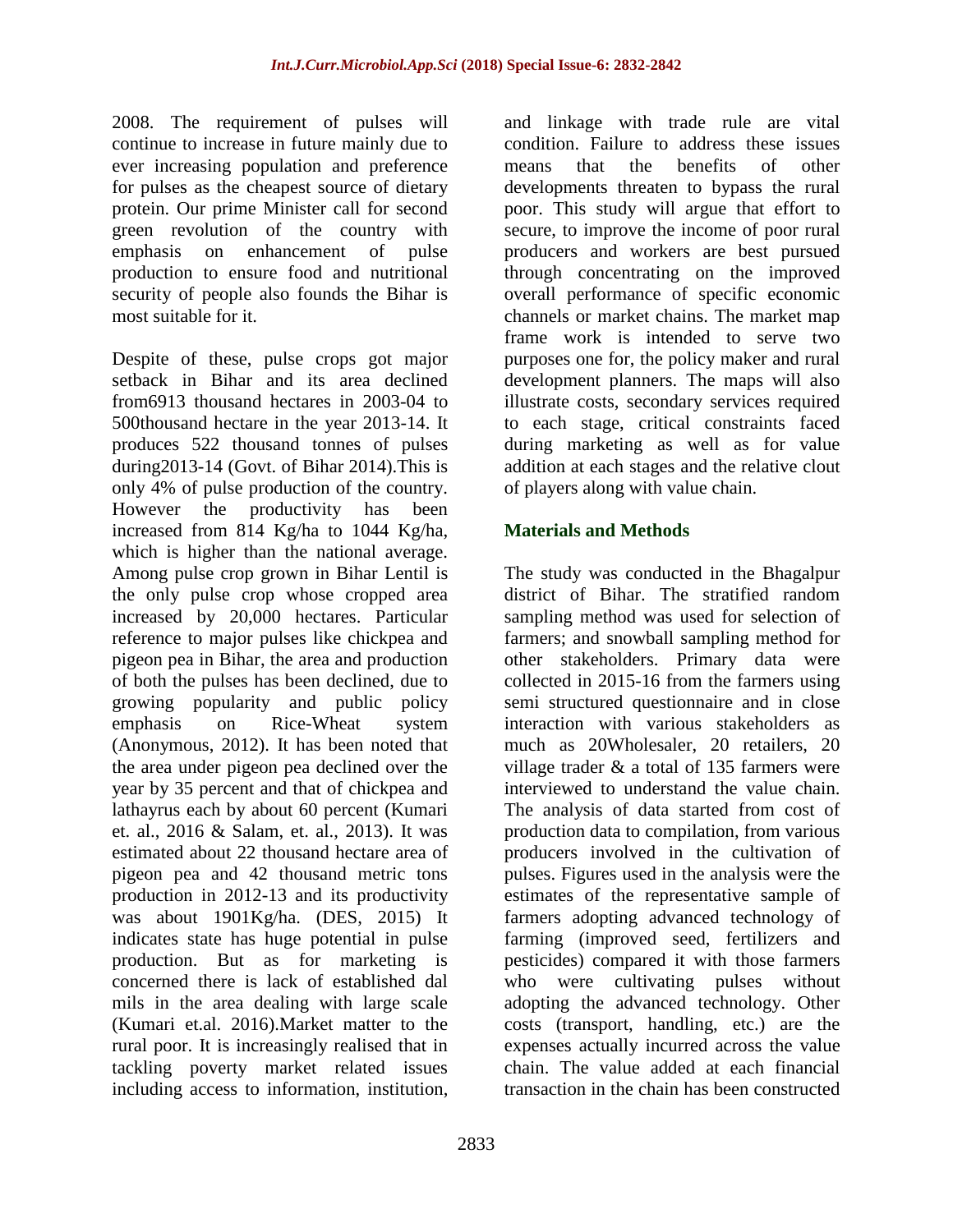2008. The requirement of pulses will continue to increase in future mainly due to ever increasing population and preference for pulses as the cheapest source of dietary protein. Our prime Minister call for second green revolution of the country with emphasis on enhancement of pulse production to ensure food and nutritional security of people also founds the Bihar is most suitable for it.

Despite of these, pulse crops got major setback in Bihar and its area declined from6913 thousand hectares in 2003-04 to 500thousand hectare in the year 2013-14. It produces 522 thousand tonnes of pulses during2013-14 (Govt. of Bihar 2014).This is only 4% of pulse production of the country. However the productivity has been increased from 814 Kg/ha to 1044 Kg/ha, which is higher than the national average. Among pulse crop grown in Bihar Lentil is the only pulse crop whose cropped area increased by 20,000 hectares. Particular reference to major pulses like chickpea and pigeon pea in Bihar, the area and production of both the pulses has been declined, due to growing popularity and public policy emphasis on Rice-Wheat system (Anonymous, 2012). It has been noted that the area under pigeon pea declined over the year by 35 percent and that of chickpea and lathayrus each by about 60 percent (Kumari et. al., 2016 & Salam, et. al., 2013). It was estimated about 22 thousand hectare area of pigeon pea and 42 thousand metric tons production in 2012-13 and its productivity was about 1901Kg/ha. (DES, 2015) It indicates state has huge potential in pulse production. But as for marketing is concerned there is lack of established dal mils in the area dealing with large scale (Kumari et.al. 2016).Market matter to the rural poor. It is increasingly realised that in tackling poverty market related issues including access to information, institution, and linkage with trade rule are vital condition. Failure to address these issues means that the benefits of other developments threaten to bypass the rural poor. This study will argue that effort to secure, to improve the income of poor rural producers and workers are best pursued through concentrating on the improved overall performance of specific economic channels or market chains. The market map frame work is intended to serve two purposes one for, the policy maker and rural development planners. The maps will also illustrate costs, secondary services required to each stage, critical constraints faced during marketing as well as for value addition at each stages and the relative clout of players along with value chain.

## Materials and Methods

The study was conducted in the Bhagalpur district of Bihar. The stratified random sampling method was used for selection of farmers; and snowball sampling method for other stakeholders. Primary data were collected in 2015-16 from the farmers using semi structured questionnaire and in close interaction with various stakeholders as much as 20Wholesaler, 20 retailers, 20 village trader & a total of 135 farmers were interviewed to understand the value chain. The analysis of data started from cost of production data to compilation, from various producers involved in the cultivation of pulses. Figures used in the analysis were the estimates of the representative sample of farmers adopting advanced technology of farming (improved seed, fertilizers and pesticides) compared it with those farmers who were cultivating pulses without adopting the advanced technology. Other costs (transport, handling, etc.) are the expenses actually incurred across the value chain. The value added at each financial transaction in the chain has been constructed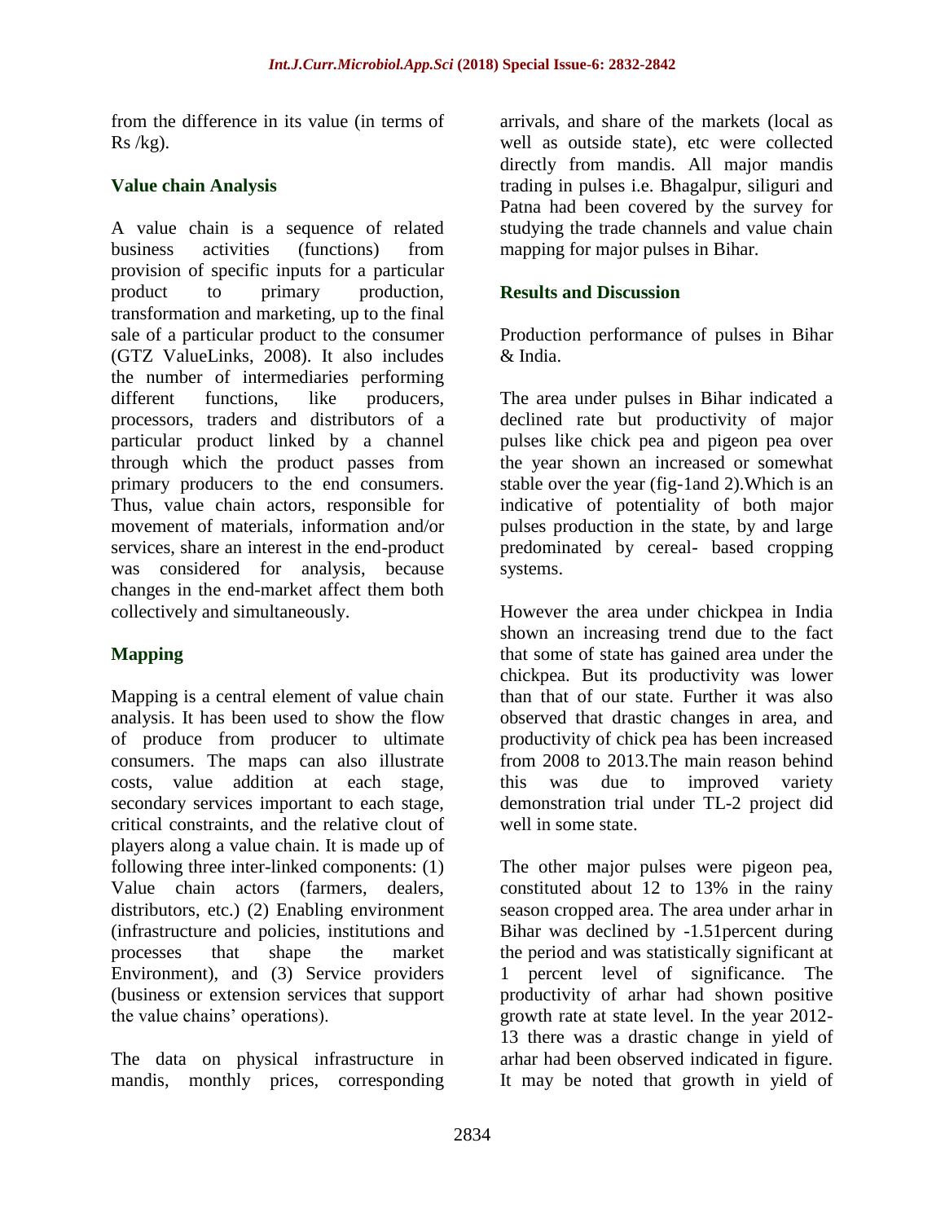from the difference in its value (in terms of Rs /kg).

## Value chain Analysis

A value chain is a sequence of related business activities (functions) from provision of specific inputs for a particular product to primary production, transformation and marketing, up to the final sale of a particular product to the consumer (GTZ ValueLinks, 2008). It also includes the number of intermediaries performing different functions, like producers, processors, traders and distributors of a particular product linked by a channel through which the product passes from primary producers to the end consumers. Thus, value chain actors, responsible for movement of materials, information and/or services, share an interest in the end-product was considered for analysis, because changes in the end-market affect them both collectively and simultaneously.

## Mapping

Mapping is a central element of value chain analysis. It has been used to show the flow of produce from producer to ultimate consumers. The maps can also illustrate costs, value addition at each stage, secondary services important to each stage, critical constraints, and the relative clout of players along a value chain. It is made up of following three inter-linked components: (1) Value chain actors (farmers, dealers, distributors, etc.) (2) Enabling environment (infrastructure and policies, institutions and processes that shape the market Environment), and (3) Service providers (business or extension services that support the value chains' operations).

The data on physical infrastructure in mandis, monthly prices, corresponding arrivals, and share of the markets (local as well as outside state), etc were collected directly from mandis. All major mandis trading in pulses i.e. Bhagalpur, siliguri and Patna had been covered by the survey for studying the trade channels and value chain mapping for major pulses in Bihar.

## Results and Discussion

Production performance of pulses in Bihar & India.

The area under pulses in Bihar indicated a declined rate but productivity of major pulses like chick pea and pigeon pea over the year shown an increased or somewhat stable over the year (fig-1and 2).Which is an indicative of potentiality of both major pulses production in the state, by and large predominated by cereal- based cropping systems.

However the area under chickpea in India shown an increasing trend due to the fact that some of state has gained area under the chickpea. But its productivity was lower than that of our state. Further it was also observed that drastic changes in area, and productivity of chick pea has been increased from 2008 to 2013.The main reason behind this was due to improved variety demonstration trial under TL-2 project did well in some state.

The other major pulses were pigeon pea, constituted about 12 to 13% in the rainy season cropped area. The area under arhar in Bihar was declined by -1.51percent during the period and was statistically significant at 1 percent level of significance. The productivity of arhar had shown positive growth rate at state level. In the year 2012-13 there was a drastic change in yield of arhar had been observed indicated in figure. It may be noted that growth in yield of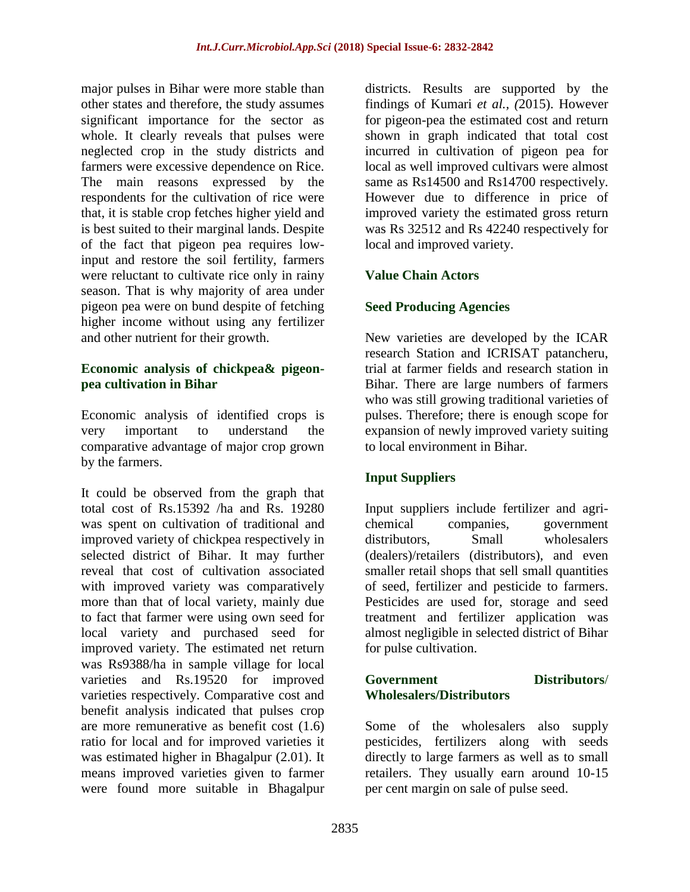major pulses in Bihar were more stable than other states and therefore, the study assumes significant importance for the sector as whole. It clearly reveals that pulses were neglected crop in the study districts and farmers were excessive dependence on Rice. The main reasons expressed by the respondents for the cultivation of rice were that, it is stable crop fetches higher yield and is best suited to their marginal lands. Despite of the fact that pigeon pea requires low-input and restore the soil fertility, farmers were reluctant to cultivate rice only in rainy season. That is why majority of area under pigeon pea were on bund despite of fetching higher income without using any fertilizer and other nutrient for their growth.

### Economic analysis of chickpea& pigeon-pea cultivation in Bihar

Economic analysis of identified crops is very important to understand the comparative advantage of major crop grown by the farmers.

It could be observed from the graph that total cost of Rs.15392 /ha and Rs. 19280 was spent on cultivation of traditional and improved variety of chickpea respectively in selected district of Bihar. It may further reveal that cost of cultivation associated with improved variety was comparatively more than that of local variety, mainly due to fact that farmer were using own seed for local variety and purchased seed for improved variety. The estimated net return was Rs9388/ha in sample village for local varieties and Rs.19520 for improved varieties respectively. Comparative cost and benefit analysis indicated that pulses crop are more remunerative as benefit cost (1.6) ratio for local and for improved varieties it was estimated higher in Bhagalpur (2.01). It means improved varieties given to farmer were found more suitable in Bhagalpur districts. Results are supported by the findings of Kumari *et al., (*2015). However for pigeon-pea the estimated cost and return shown in graph indicated that total cost incurred in cultivation of pigeon pea for local as well improved cultivars were almost same as Rs14500 and Rs14700 respectively. However due to difference in price of improved variety the estimated gross return was Rs 32512 and Rs 42240 respectively for local and improved variety.

### Value Chain Actors

### Seed Producing Agencies

New varieties are developed by the ICAR research Station and ICRISAT patancheru, trial at farmer fields and research station in Bihar. There are large numbers of farmers who was still growing traditional varieties of pulses. Therefore; there is enough scope for expansion of newly improved variety suiting to local environment in Bihar.

### Input Suppliers

Input suppliers include fertilizer and agri-chemical companies, government distributors, Small wholesalers (dealers)/retailers (distributors), and even smaller retail shops that sell small quantities of seed, fertilizer and pesticide to farmers. Pesticides are used for, storage and seed treatment and fertilizer application was almost negligible in selected district of Bihar for pulse cultivation.

### Government Distributors/ Wholesalers/Distributors

Some of the wholesalers also supply pesticides, fertilizers along with seeds directly to large farmers as well as to small retailers. They usually earn around 10-15 per cent margin on sale of pulse seed.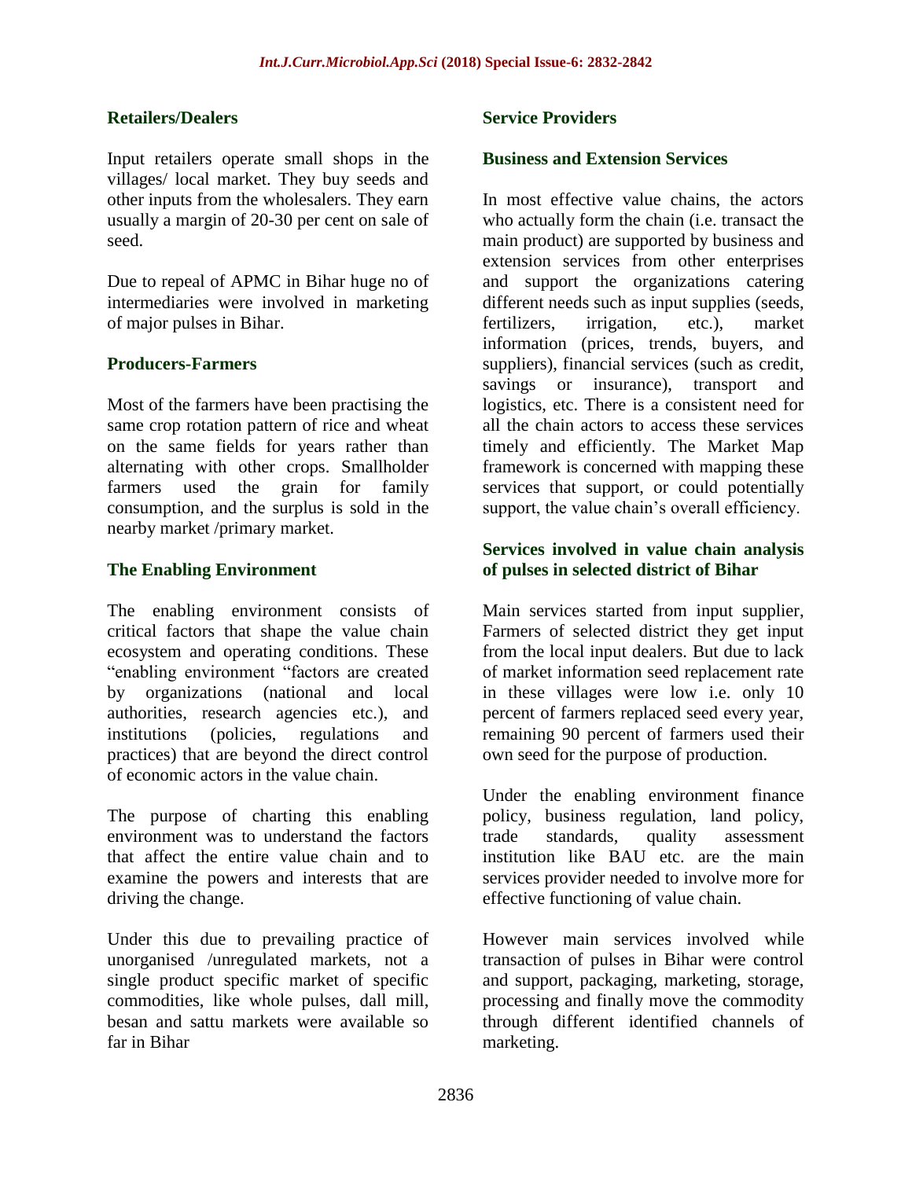### Retailers/Dealers

Input retailers operate small shops in the villages/ local market. They buy seeds and other inputs from the wholesalers. They earn usually a margin of 20-30 per cent on sale of seed.

Due to repeal of APMC in Bihar huge no of intermediaries were involved in marketing of major pulses in Bihar.

### Producers-Farmers

Most of the farmers have been practising the same crop rotation pattern of rice and wheat on the same fields for years rather than alternating with other crops. Smallholder farmers used the grain for family consumption, and the surplus is sold in the nearby market /primary market.

### The Enabling Environment

The enabling environment consists of critical factors that shape the value chain ecosystem and operating conditions. These "enabling environment "factors are created by organizations (national and local authorities, research agencies etc.), and institutions (policies, regulations and practices) that are beyond the direct control of economic actors in the value chain.

The purpose of charting this enabling environment was to understand the factors that affect the entire value chain and to examine the powers and interests that are driving the change.

Under this due to prevailing practice of unorganised /unregulated markets, not a single product specific market of specific commodities, like whole pulses, dall mill, besan and sattu markets were available so far in Bihar

### Service Providers

### Business and Extension Services

In most effective value chains, the actors who actually form the chain (i.e. transact the main product) are supported by business and extension services from other enterprises and support the organizations catering different needs such as input supplies (seeds, fertilizers, irrigation, etc.), market information (prices, trends, buyers, and suppliers), financial services (such as credit, savings or insurance), transport and logistics, etc. There is a consistent need for all the chain actors to access these services timely and efficiently. The Market Map framework is concerned with mapping these services that support, or could potentially support, the value chain's overall efficiency.

### Services involved in value chain analysis of pulses in selected district of Bihar

Main services started from input supplier, Farmers of selected district they get input from the local input dealers. But due to lack of market information seed replacement rate in these villages were low i.e. only 10 percent of farmers replaced seed every year, remaining 90 percent of farmers used their own seed for the purpose of production.

Under the enabling environment finance policy, business regulation, land policy, trade standards, quality assessment institution like BAU etc. are the main services provider needed to involve more for effective functioning of value chain.

However main services involved while transaction of pulses in Bihar were control and support, packaging, marketing, storage, processing and finally move the commodity through different identified channels of marketing.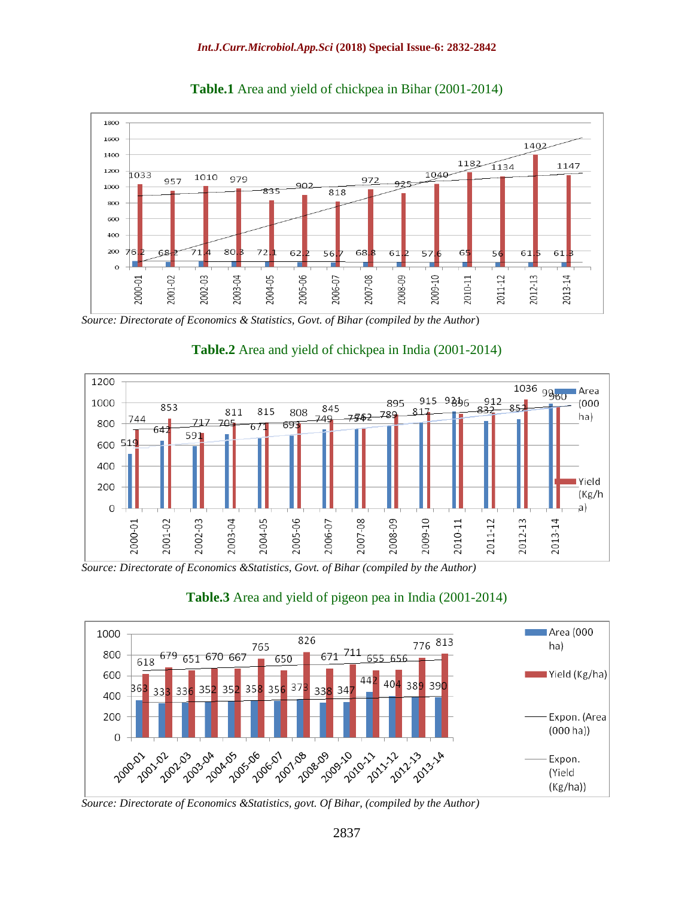**Table.1** Area and yield of chickpea in Bihar (2001-2014)

| Year | Area | Yield |
|---|---|---|
| 2000-01 | 76.2 | 1033 |
| 2001-02 | 68.2 | 957 |
| 2002-03 | 71.4 | 1010 |
| 2003-04 | 80.3 | 979 |
| 2004-05 | 72.1 | 835 |
| 2005-06 | 62.2 | 902 |
| 2006-07 | 56.7 | 818 |
| 2007-08 | 68.8 | 972 |
| 2008-09 | 61.2 | 925 |
| 2009-10 | 57.6 | 1040 |
| 2010-11 | 65 | 1182 |
| 2011-12 | 56 | 1134 |
| 2012-13 | 61.5 | 1402 |
| 2013-14 | 61.3 | 1147 |

*Source: Directorate of Economics & Statistics, Govt. of Bihar (compiled by the Author)*

**Table.2** Area and yield of chickpea in India (2001-2014)

| Year | Area (000 ha) | Yield (Kg/ha) |
|---|---|---|
| 2000-01 | 519 | 744 |
| 2001-02 | 642 | 853 |
| 2002-03 | 591 | 717 |
| 2003-04 | 705 | 811 |
| 2004-05 | 671 | 815 |
| 2005-06 | 693 | 808 |
| 2006-07 | 749 | 845 |
| 2007-08 | 754 | 762 |
| 2008-09 | 789 | 895 |
| 2009-10 | 817 | 915 |
| 2010-11 | 921 | 896 |
| 2011-12 | 832 | 912 |
| 2012-13 | 852 | 1036 |
| 2013-14 | 99 | 960 |

*Source: Directorate of Economics &Statistics, Govt. of Bihar (compiled by the Author)*

**Table.3** Area and yield of pigeon pea in India (2001-2014)

| Year | Area (000 ha) | Yield (Kg/ha) |
|---|---|---|
| 2000-01 | 363 | 618 |
| 2001-02 | 333 | 679 |
| 2002-03 | 336 | 651 |
| 2003-04 | 352 | 670 |
| 2004-05 | 352 | 667 |
| 2005-06 | 358 | 765 |
| 2006-07 | 356 | 650 |
| 2007-08 | 373 | 826 |
| 2008-09 | 338 | 671 |
| 2009-10 | 347 | 711 |
| 2010-11 | 442 | 655 |
| 2011-12 | 404 | 656 |
| 2012-13 | 389 | 776 |
| 2013-14 | 390 | 813 |

*Source: Directorate of Economics &Statistics, govt. Of Bihar, (compiled by the Author)*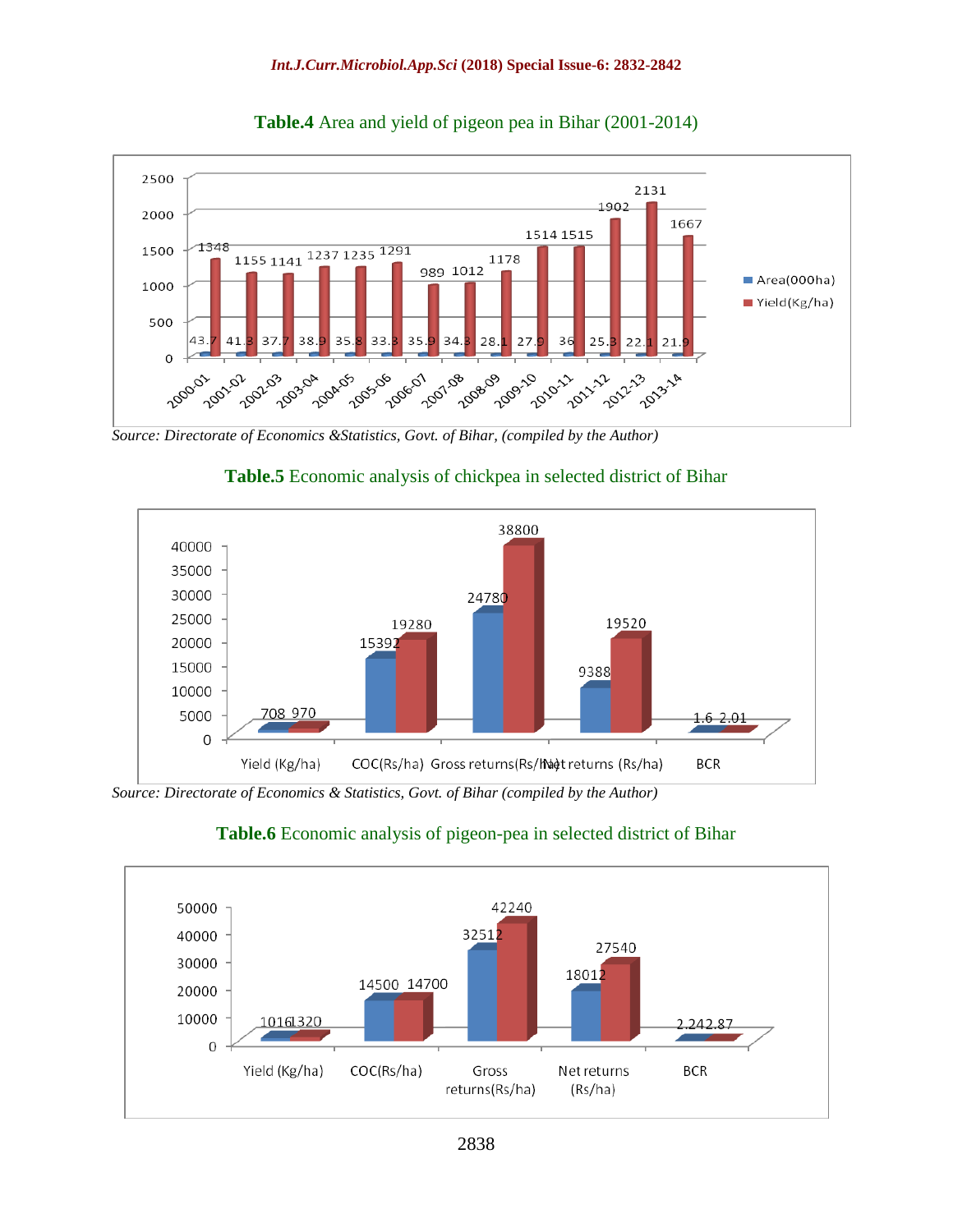**Table.4** Area and yield of pigeon pea in Bihar (2001-2014)

| Year | Area(000ha) | Yield(Kg/ha) |
|---|---|---|
| 2000-01 | 43.7 | 1348 |
| 2001-02 | 41.3 | 1155 |
| 2002-03 | 37.7 | 1141 |
| 2003-04 | 38.9 | 1237 |
| 2004-05 | 35.8 | 1235 |
| 2005-06 | 33.3 | 1291 |
| 2006-07 | 35.9 | 989 |
| 2007-08 | 34.3 | 1012 |
| 2008-09 | 28.1 | 1178 |
| 2009-10 | 27.9 | 1514 |
| 2010-11 | 36 | 1515 |
| 2011-12 | 25.3 | 1902 |
| 2012-13 | 22.1 | 2131 |
| 2013-14 | 21.9 | 1667 |

*Source: Directorate of Economics &Statistics, Govt. of Bihar, (compiled by the Author)*

**Table.5** Economic analysis of chickpea in selected district of Bihar

| | Yield (Kg/ha) | COC(Rs/ha) | Gross returns(Rs/ha) | Net returns (Rs/ha) | BCR |
|---|---|---|---|---|---|
| Series 1 | 708 | 15392 | 24780 | 9388 | 1.6 |
| Series 2 | 970 | 19280 | 38800 | 19520 | 2.01 |

*Source: Directorate of Economics & Statistics, Govt. of Bihar (compiled by the Author)*

**Table.6** Economic analysis of pigeon-pea in selected district of Bihar

| | Yield (Kg/ha) | COC(Rs/ha) | Gross returns(Rs/ha) | Net returns (Rs/ha) | BCR |
|---|---|---|---|---|---|
| Series 1 | 1016 | 14500 | 32512 | 18012 | 2.24 |
| Series 2 | 1320 | 14700 | 42240 | 27540 | 2.87 |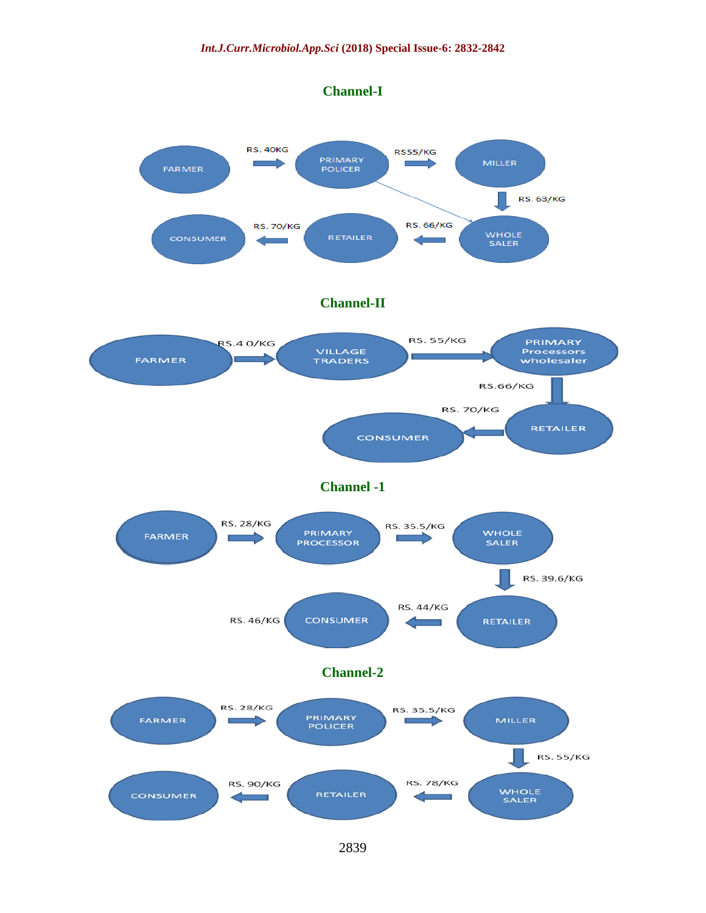## Channel-I

FARMER → RS. 40KG → PRIMARY POLICER → RS55/KG → MILLER → RS. 63/KG → WHOLE SALER → RS. 66/KG → RETAILER → RS. 70/KG → CONSUMER

(PRIMARY POLICER → WHOLE SALER)

## Channel-II

FARMER → RS.4 0/KG → VILLAGE TRADERS → RS. 55/KG → PRIMARY Processors wholesaler → RS.66/KG → RETAILER → RS. 70/KG → CONSUMER

## Channel -1

FARMER → RS. 28/KG → PRIMARY PROCESSOR → RS. 35.5/KG → WHOLE SALER → RS. 39.6/KG → RETAILER → RS. 44/KG → CONSUMER

RS. 46/KG

## Channel-2

FARMER → RS. 28/KG → PRIMARY POLICER → RS. 35.5/KG → MILLER → RS. 55/KG → WHOLE SALER → RS. 78/KG → RETAILER → RS. 90/KG → CONSUMER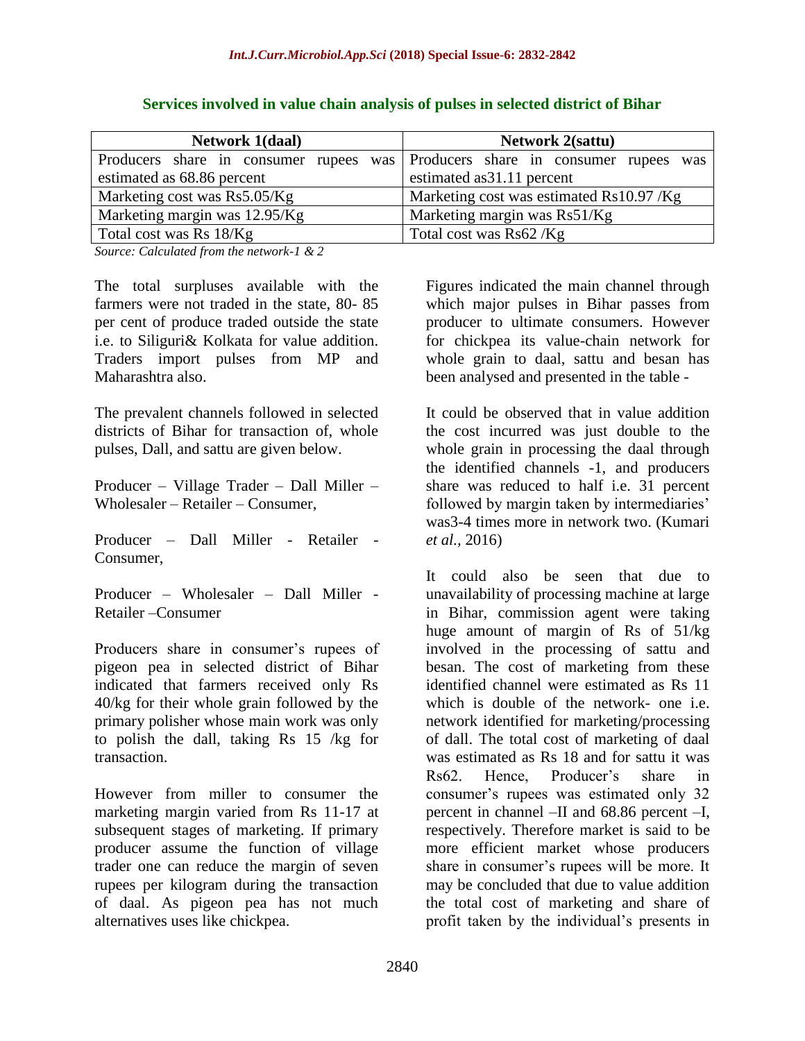**Services involved in value chain analysis of pulses in selected district of Bihar**

| Network 1(daal) | Network 2(sattu) |
|---|---|
| Producers share in consumer rupees was estimated as 68.86 percent | Producers share in consumer rupees was estimated as31.11 percent |
| Marketing cost was Rs5.05/Kg | Marketing cost was estimated Rs10.97 /Kg |
| Marketing margin was 12.95/Kg | Marketing margin was Rs51/Kg |
| Total cost was Rs 18/Kg | Total cost was Rs62 /Kg |

*Source: Calculated from the network-1 & 2*

The total surpluses available with the farmers were not traded in the state, 80- 85 per cent of produce traded outside the state i.e. to Siliguri& Kolkata for value addition. Traders import pulses from MP and Maharashtra also.

The prevalent channels followed in selected districts of Bihar for transaction of, whole pulses, Dall, and sattu are given below.

Producer – Village Trader – Dall Miller – Wholesaler – Retailer – Consumer,

Producer – Dall Miller - Retailer - Consumer,

Producer – Wholesaler – Dall Miller - Retailer –Consumer

Producers share in consumer's rupees of pigeon pea in selected district of Bihar indicated that farmers received only Rs 40/kg for their whole grain followed by the primary polisher whose main work was only to polish the dall, taking Rs 15 /kg for transaction.

However from miller to consumer the marketing margin varied from Rs 11-17 at subsequent stages of marketing. If primary producer assume the function of village trader one can reduce the margin of seven rupees per kilogram during the transaction of daal. As pigeon pea has not much alternatives uses like chickpea.

Figures indicated the main channel through which major pulses in Bihar passes from producer to ultimate consumers. However for chickpea its value-chain network for whole grain to daal, sattu and besan has been analysed and presented in the table -

It could be observed that in value addition the cost incurred was just double to the whole grain in processing the daal through the identified channels -1, and producers share was reduced to half i.e. 31 percent followed by margin taken by intermediaries' was3-4 times more in network two. (Kumari *et al.,* 2016)

It could also be seen that due to unavailability of processing machine at large in Bihar, commission agent were taking huge amount of margin of Rs of 51/kg involved in the processing of sattu and besan. The cost of marketing from these identified channel were estimated as Rs 11 which is double of the network- one i.e. network identified for marketing/processing of dall. The total cost of marketing of daal was estimated as Rs 18 and for sattu it was Rs62. Hence, Producer's share in consumer's rupees was estimated only 32 percent in channel –II and 68.86 percent –I, respectively. Therefore market is said to be more efficient market whose producers share in consumer's rupees will be more. It may be concluded that due to value addition the total cost of marketing and share of profit taken by the individual's presents in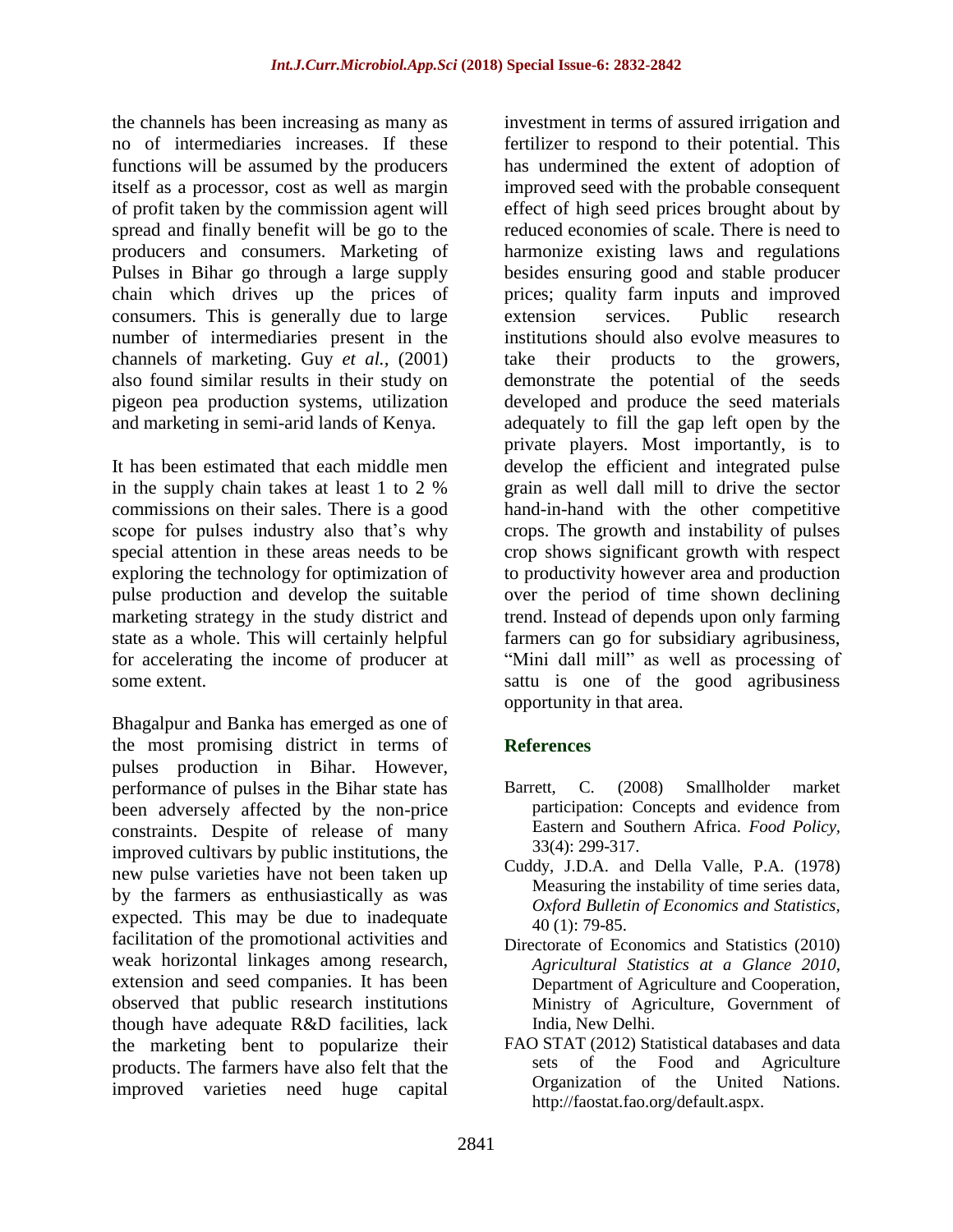the channels has been increasing as many as no of intermediaries increases. If these functions will be assumed by the producers itself as a processor, cost as well as margin of profit taken by the commission agent will spread and finally benefit will be go to the producers and consumers. Marketing of Pulses in Bihar go through a large supply chain which drives up the prices of consumers. This is generally due to large number of intermediaries present in the channels of marketing. Guy *et al.,* (2001) also found similar results in their study on pigeon pea production systems, utilization and marketing in semi-arid lands of Kenya.

It has been estimated that each middle men in the supply chain takes at least 1 to 2 % commissions on their sales. There is a good scope for pulses industry also that's why special attention in these areas needs to be exploring the technology for optimization of pulse production and develop the suitable marketing strategy in the study district and state as a whole. This will certainly helpful for accelerating the income of producer at some extent.

Bhagalpur and Banka has emerged as one of the most promising district in terms of pulses production in Bihar. However, performance of pulses in the Bihar state has been adversely affected by the non-price constraints. Despite of release of many improved cultivars by public institutions, the new pulse varieties have not been taken up by the farmers as enthusiastically as was expected. This may be due to inadequate facilitation of the promotional activities and weak horizontal linkages among research, extension and seed companies. It has been observed that public research institutions though have adequate R&D facilities, lack the marketing bent to popularize their products. The farmers have also felt that the improved varieties need huge capital investment in terms of assured irrigation and fertilizer to respond to their potential. This has undermined the extent of adoption of improved seed with the probable consequent effect of high seed prices brought about by reduced economies of scale. There is need to harmonize existing laws and regulations besides ensuring good and stable producer prices; quality farm inputs and improved extension services. Public research institutions should also evolve measures to take their products to the growers, demonstrate the potential of the seeds developed and produce the seed materials adequately to fill the gap left open by the private players. Most importantly, is to develop the efficient and integrated pulse grain as well dall mill to drive the sector hand-in-hand with the other competitive crops. The growth and instability of pulses crop shows significant growth with respect to productivity however area and production over the period of time shown declining trend. Instead of depends upon only farming farmers can go for subsidiary agribusiness, "Mini dall mill" as well as processing of sattu is one of the good agribusiness opportunity in that area.

## References

Barrett, C. (2008) Smallholder market participation: Concepts and evidence from Eastern and Southern Africa. *Food Policy*, 33(4): 299-317.

Cuddy, J.D.A. and Della Valle, P.A. (1978) Measuring the instability of time series data, *Oxford Bulletin of Economics and Statistics*, 40 (1): 79-85.

Directorate of Economics and Statistics (2010) *Agricultural Statistics at a Glance 2010*, Department of Agriculture and Cooperation, Ministry of Agriculture, Government of India, New Delhi.

FAO STAT (2012) Statistical databases and data sets of the Food and Agriculture Organization of the United Nations. http://faostat.fao.org/default.aspx.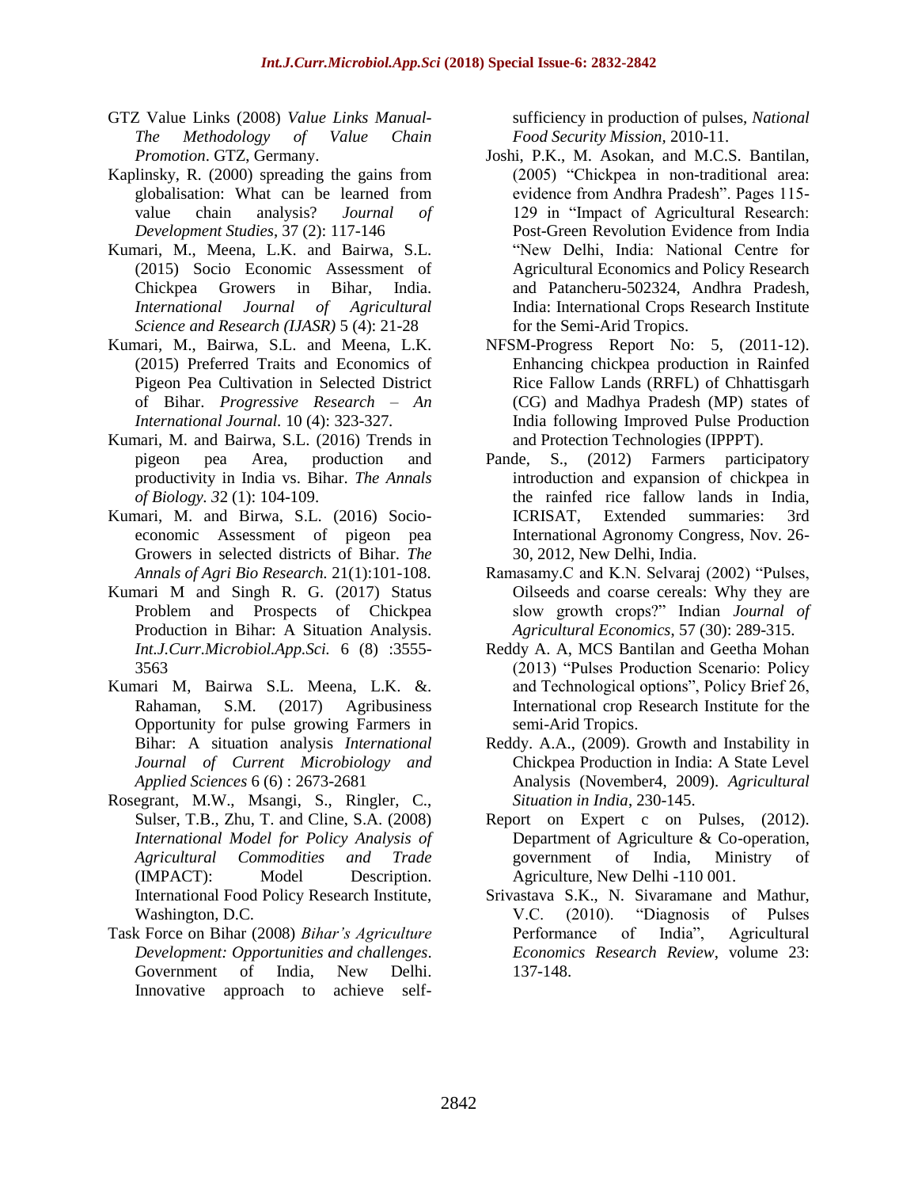GTZ Value Links (2008) *Value Links Manual- The Methodology of Value Chain Promotion*. GTZ, Germany.

Kaplinsky, R. (2000) spreading the gains from globalisation: What can be learned from value chain analysis? *Journal of Development Studies*, 37 (2): 117-146

Kumari, M., Meena, L.K. and Bairwa, S.L. (2015) Socio Economic Assessment of Chickpea Growers in Bihar, India. *International Journal of Agricultural Science and Research (IJASR)* 5 (4): 21-28

Kumari, M., Bairwa, S.L. and Meena, L.K. (2015) Preferred Traits and Economics of Pigeon Pea Cultivation in Selected District of Bihar. *Progressive Research – An International Journal.* 10 (4): 323-327.

Kumari, M. and Bairwa, S.L. (2016) Trends in pigeon pea Area, production and productivity in India vs. Bihar. *The Annals of Biology. 3*2 (1): 104-109.

Kumari, M. and Birwa, S.L. (2016) Socio-economic Assessment of pigeon pea Growers in selected districts of Bihar. *The Annals of Agri Bio Research.* 21(1):101-108.

Kumari M and Singh R. G. (2017) Status Problem and Prospects of Chickpea Production in Bihar: A Situation Analysis. *Int.J.Curr.Microbiol.App.Sci.* 6 (8) :3555-3563

Kumari M, Bairwa S.L. Meena, L.K. &. Rahaman, S.M. (2017) Agribusiness Opportunity for pulse growing Farmers in Bihar: A situation analysis *International Journal of Current Microbiology and Applied Sciences* 6 (6) : 2673-2681

Rosegrant, M.W., Msangi, S., Ringler, C., Sulser, T.B., Zhu, T. and Cline, S.A. (2008) *International Model for Policy Analysis of Agricultural Commodities and Trade* (IMPACT): Model Description. International Food Policy Research Institute, Washington, D.C.

Task Force on Bihar (2008) *Bihar's Agriculture Development: Opportunities and challenges*. Government of India, New Delhi. Innovative approach to achieve self-sufficiency in production of pulses, *National Food Security Mission*, 2010-11.

Joshi, P.K., M. Asokan, and M.C.S. Bantilan, (2005) "Chickpea in non-traditional area: evidence from Andhra Pradesh". Pages 115-129 in "Impact of Agricultural Research: Post-Green Revolution Evidence from India "New Delhi, India: National Centre for Agricultural Economics and Policy Research and Patancheru-502324, Andhra Pradesh, India: International Crops Research Institute for the Semi-Arid Tropics.

NFSM-Progress Report No: 5, (2011-12). Enhancing chickpea production in Rainfed Rice Fallow Lands (RRFL) of Chhattisgarh (CG) and Madhya Pradesh (MP) states of India following Improved Pulse Production and Protection Technologies (IPPPT).

Pande, S., (2012) Farmers participatory introduction and expansion of chickpea in the rainfed rice fallow lands in India, ICRISAT, Extended summaries: 3rd International Agronomy Congress, Nov. 26-30, 2012, New Delhi, India.

Ramasamy.C and K.N. Selvaraj (2002) "Pulses, Oilseeds and coarse cereals: Why they are slow growth crops?" Indian *Journal of Agricultural Economics*, 57 (30): 289-315.

Reddy A. A, MCS Bantilan and Geetha Mohan (2013) "Pulses Production Scenario: Policy and Technological options", Policy Brief 26, International crop Research Institute for the semi-Arid Tropics.

Reddy. A.A., (2009). Growth and Instability in Chickpea Production in India: A State Level Analysis (November4, 2009). *Agricultural Situation in India*, 230-145.

Report on Expert c on Pulses, (2012). Department of Agriculture & Co-operation, government of India, Ministry of Agriculture, New Delhi -110 001.

Srivastava S.K., N. Sivaramane and Mathur, V.C. (2010). "Diagnosis of Pulses Performance of India", Agricultural *Economics Research Review*, volume 23: 137-148.